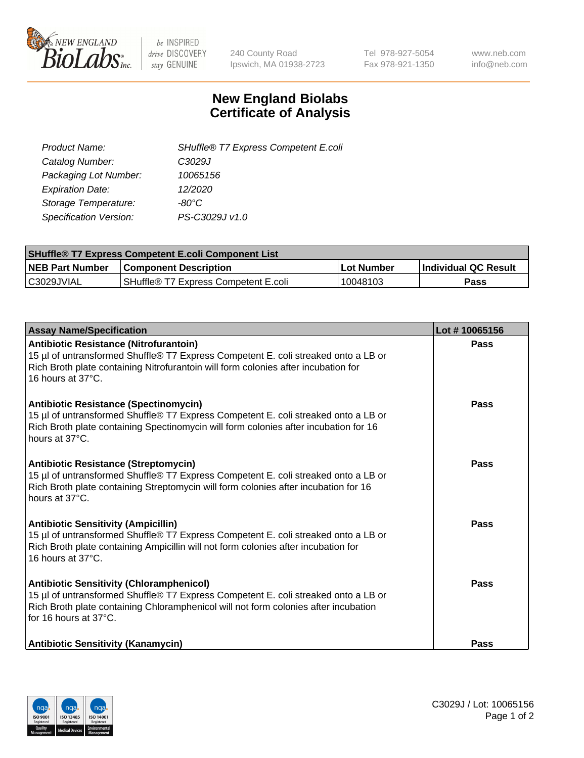# New England Biolabs Certificate of Analysis

| | |
|---|---|
| *Product Name:* | *SHuffle® T7 Express Competent E.coli* |
| *Catalog Number:* | *C3029J* |
| *Packaging Lot Number:* | *10065156* |
| *Expiration Date:* | *12/2020* |
| *Storage Temperature:* | *-80°C* |
| *Specification Version:* | *PS-C3029J v1.0* |

| SHuffle® T7 Express Competent E.coli Component List | | | |
|---|---|---|---|
| **NEB Part Number** | **Component Description** | **Lot Number** | **Individual QC Result** |
| C3029JVIAL | SHuffle® T7 Express Competent E.coli | 10048103 | **Pass** |

| Assay Name/Specification | Lot # 10065156 |
|---|---|
| **Antibiotic Resistance (Nitrofurantoin)**<br>15 µl of untransformed Shuffle® T7 Express Competent E. coli streaked onto a LB or Rich Broth plate containing Nitrofurantoin will form colonies after incubation for 16 hours at 37°C. | **Pass** |
| **Antibiotic Resistance (Spectinomycin)**<br>15 µl of untransformed Shuffle® T7 Express Competent E. coli streaked onto a LB or Rich Broth plate containing Spectinomycin will form colonies after incubation for 16 hours at 37°C. | **Pass** |
| **Antibiotic Resistance (Streptomycin)**<br>15 µl of untransformed Shuffle® T7 Express Competent E. coli streaked onto a LB or Rich Broth plate containing Streptomycin will form colonies after incubation for 16 hours at 37°C. | **Pass** |
| **Antibiotic Sensitivity (Ampicillin)**<br>15 µl of untransformed Shuffle® T7 Express Competent E. coli streaked onto a LB or Rich Broth plate containing Ampicillin will not form colonies after incubation for 16 hours at 37°C. | **Pass** |
| **Antibiotic Sensitivity (Chloramphenicol)**<br>15 µl of untransformed Shuffle® T7 Express Competent E. coli streaked onto a LB or Rich Broth plate containing Chloramphenicol will not form colonies after incubation for 16 hours at 37°C. | **Pass** |
| **Antibiotic Sensitivity (Kanamycin)** | **Pass** |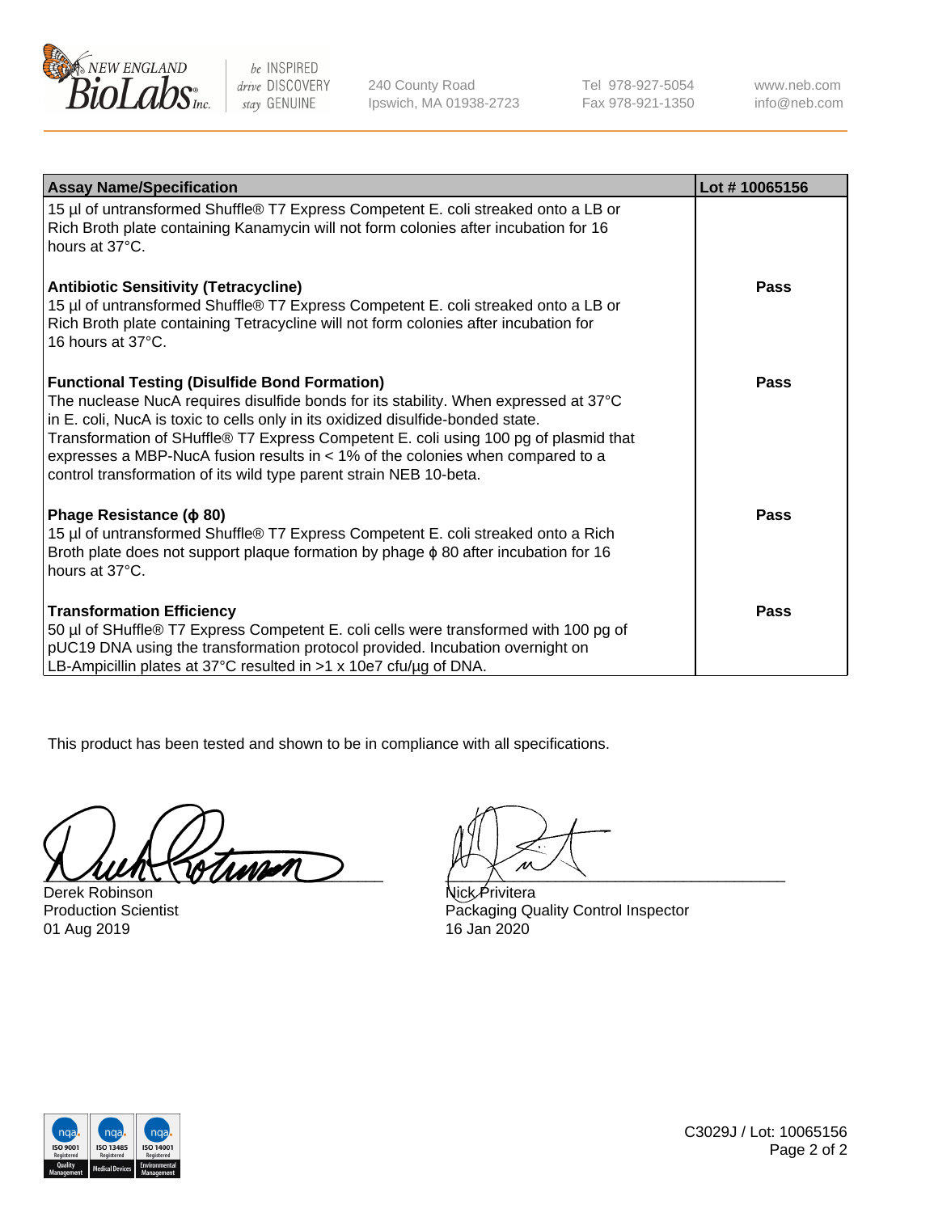| Assay Name/Specification | Lot # 10065156 |
|---|---|
| 15 µl of untransformed Shuffle® T7 Express Competent E. coli streaked onto a LB or Rich Broth plate containing Kanamycin will not form colonies after incubation for 16 hours at 37°C. | |
| **Antibiotic Sensitivity (Tetracycline)**<br>15 µl of untransformed Shuffle® T7 Express Competent E. coli streaked onto a LB or Rich Broth plate containing Tetracycline will not form colonies after incubation for 16 hours at 37°C. | Pass |
| **Functional Testing (Disulfide Bond Formation)**<br>The nuclease NucA requires disulfide bonds for its stability. When expressed at 37°C in E. coli, NucA is toxic to cells only in its oxidized disulfide-bonded state. Transformation of SHuffle® T7 Express Competent E. coli using 100 pg of plasmid that expresses a MBP-NucA fusion results in < 1% of the colonies when compared to a control transformation of its wild type parent strain NEB 10-beta. | Pass |
| **Phage Resistance (ϕ 80)**<br>15 µl of untransformed Shuffle® T7 Express Competent E. coli streaked onto a Rich Broth plate does not support plaque formation by phage ϕ 80 after incubation for 16 hours at 37°C. | Pass |
| **Transformation Efficiency**<br>50 µl of SHuffle® T7 Express Competent E. coli cells were transformed with 100 pg of pUC19 DNA using the transformation protocol provided. Incubation overnight on LB-Ampicillin plates at 37°C resulted in >1 x 10e7 cfu/µg of DNA. | Pass |

This product has been tested and shown to be in compliance with all specifications.

Derek Robinson
Production Scientist
01 Aug 2019

Nick Privitera
Packaging Quality Control Inspector
16 Jan 2020

C3029J / Lot: 10065156